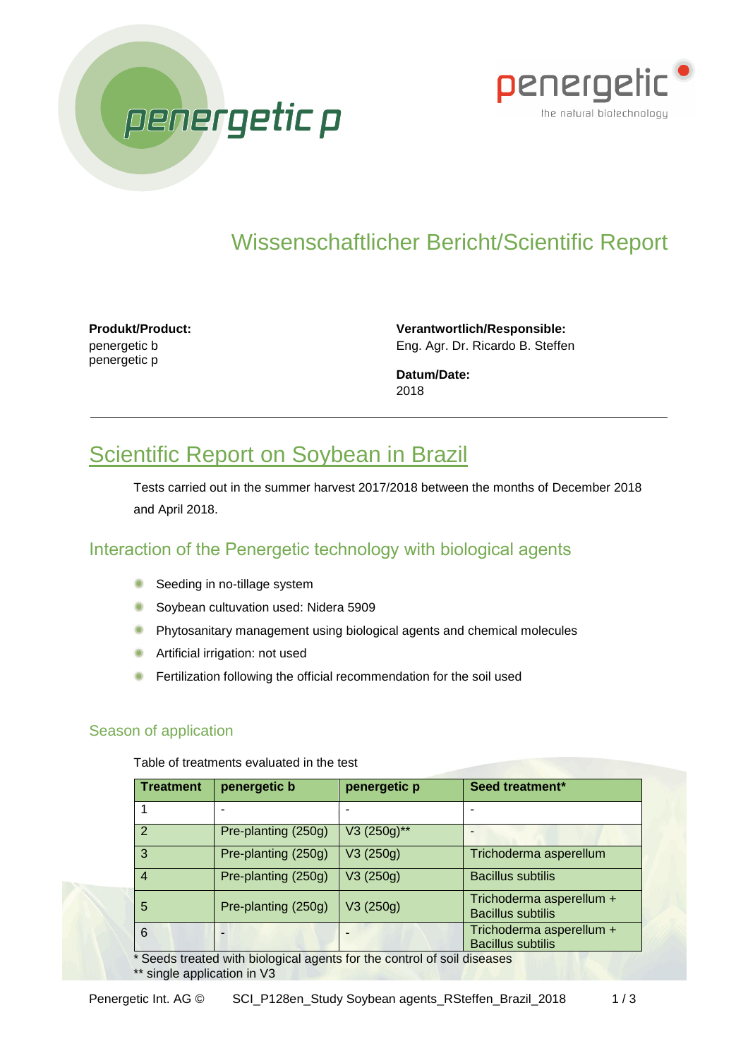# Wissenschaftlicher Bericht/Scientific Report

**Produkt/Product:**
penergetic b
penergetic p

**Verantwortlich/Responsible:**
Eng. Agr. Dr. Ricardo B. Steffen

**Datum/Date:**
2018

---

## Scientific Report on Soybean in Brazil

Tests carried out in the summer harvest 2017/2018 between the months of December 2018 and April 2018.

### Interaction of the Penergetic technology with biological agents

- Seeding in no-tillage system
- Soybean cultuvation used: Nidera 5909
- Phytosanitary management using biological agents and chemical molecules
- Artificial irrigation: not used
- Fertilization following the official recommendation for the soil used

#### Season of application

Table of treatments evaluated in the test

| Treatment | penergetic b | penergetic p | Seed treatment* |
|---|---|---|---|
| 1 | - | - | - |
| 2 | Pre-planting (250g) | V3 (250g)** | - |
| 3 | Pre-planting (250g) | V3 (250g) | Trichoderma asperellum |
| 4 | Pre-planting (250g) | V3 (250g) | Bacillus subtilis |
| 5 | Pre-planting (250g) | V3 (250g) | Trichoderma asperellum + Bacillus subtilis |
| 6 | - | - | Trichoderma asperellum + Bacillus subtilis |

* Seeds treated with biological agents for the control of soil diseases
** single application in V3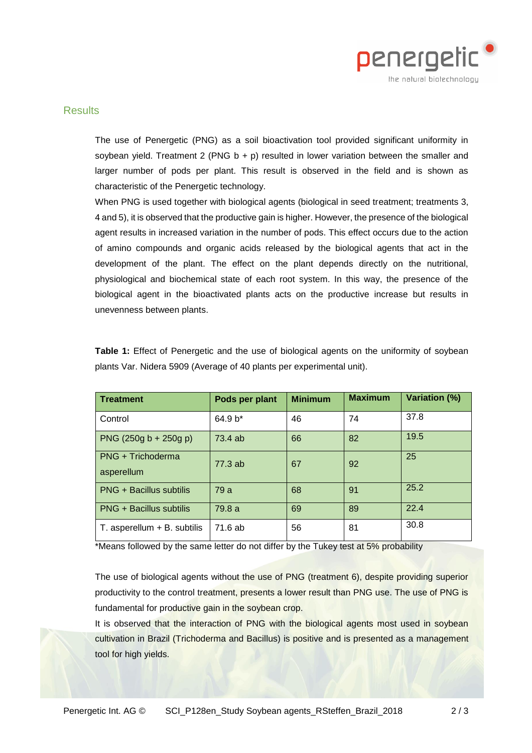## Results

The use of Penergetic (PNG) as a soil bioactivation tool provided significant uniformity in soybean yield. Treatment 2 (PNG b + p) resulted in lower variation between the smaller and larger number of pods per plant. This result is observed in the field and is shown as characteristic of the Penergetic technology.

When PNG is used together with biological agents (biological in seed treatment; treatments 3, 4 and 5), it is observed that the productive gain is higher. However, the presence of the biological agent results in increased variation in the number of pods. This effect occurs due to the action of amino compounds and organic acids released by the biological agents that act in the development of the plant. The effect on the plant depends directly on the nutritional, physiological and biochemical state of each root system. In this way, the presence of the biological agent in the bioactivated plants acts on the productive increase but results in unevenness between plants.

**Table 1:** Effect of Penergetic and the use of biological agents on the uniformity of soybean plants Var. Nidera 5909 (Average of 40 plants per experimental unit).

| Treatment | Pods per plant | Minimum | Maximum | Variation (%) |
|---|---|---|---|---|
| Control | 64.9 b* | 46 | 74 | 37.8 |
| PNG (250g b + 250g p) | 73.4 ab | 66 | 82 | 19.5 |
| PNG + Trichoderma asperellum | 77.3 ab | 67 | 92 | 25 |
| PNG + Bacillus subtilis | 79 a | 68 | 91 | 25.2 |
| PNG + Bacillus subtilis | 79.8 a | 69 | 89 | 22.4 |
| T. asperellum + B. subtilis | 71.6 ab | 56 | 81 | 30.8 |

*Means followed by the same letter do not differ by the Tukey test at 5% probability

The use of biological agents without the use of PNG (treatment 6), despite providing superior productivity to the control treatment, presents a lower result than PNG use. The use of PNG is fundamental for productive gain in the soybean crop.

It is observed that the interaction of PNG with the biological agents most used in soybean cultivation in Brazil (Trichoderma and Bacillus) is positive and is presented as a management tool for high yields.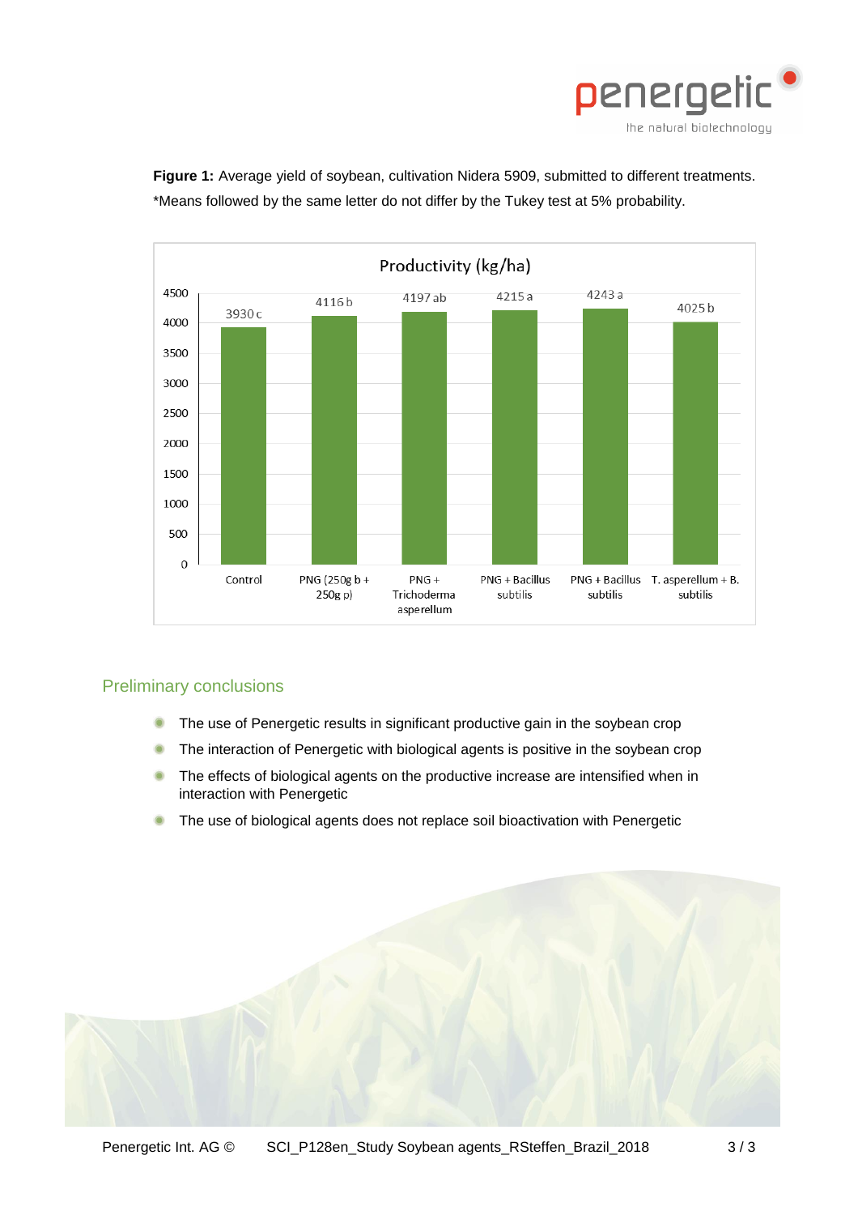**Figure 1:** Average yield of soybean, cultivation Nidera 5909, submitted to different treatments. *Means followed by the same letter do not differ by the Tukey test at 5% probability.

Productivity (kg/ha)

4500
4000
3500
3000
2500
2000
1500
1000
500
0

3930 c
4116 b
4197 ab
4215 a
4243 a
4025 b

Control
PNG (250g b + 250g p)
PNG + Trichoderma asperellum
PNG + Bacillus subtilis
PNG + Bacillus subtilis
T. asperellum + B. subtilis

## Preliminary conclusions

- The use of Penergetic results in significant productive gain in the soybean crop
- The interaction of Penergetic with biological agents is positive in the soybean crop
- The effects of biological agents on the productive increase are intensified when in interaction with Penergetic
- The use of biological agents does not replace soil bioactivation with Penergetic